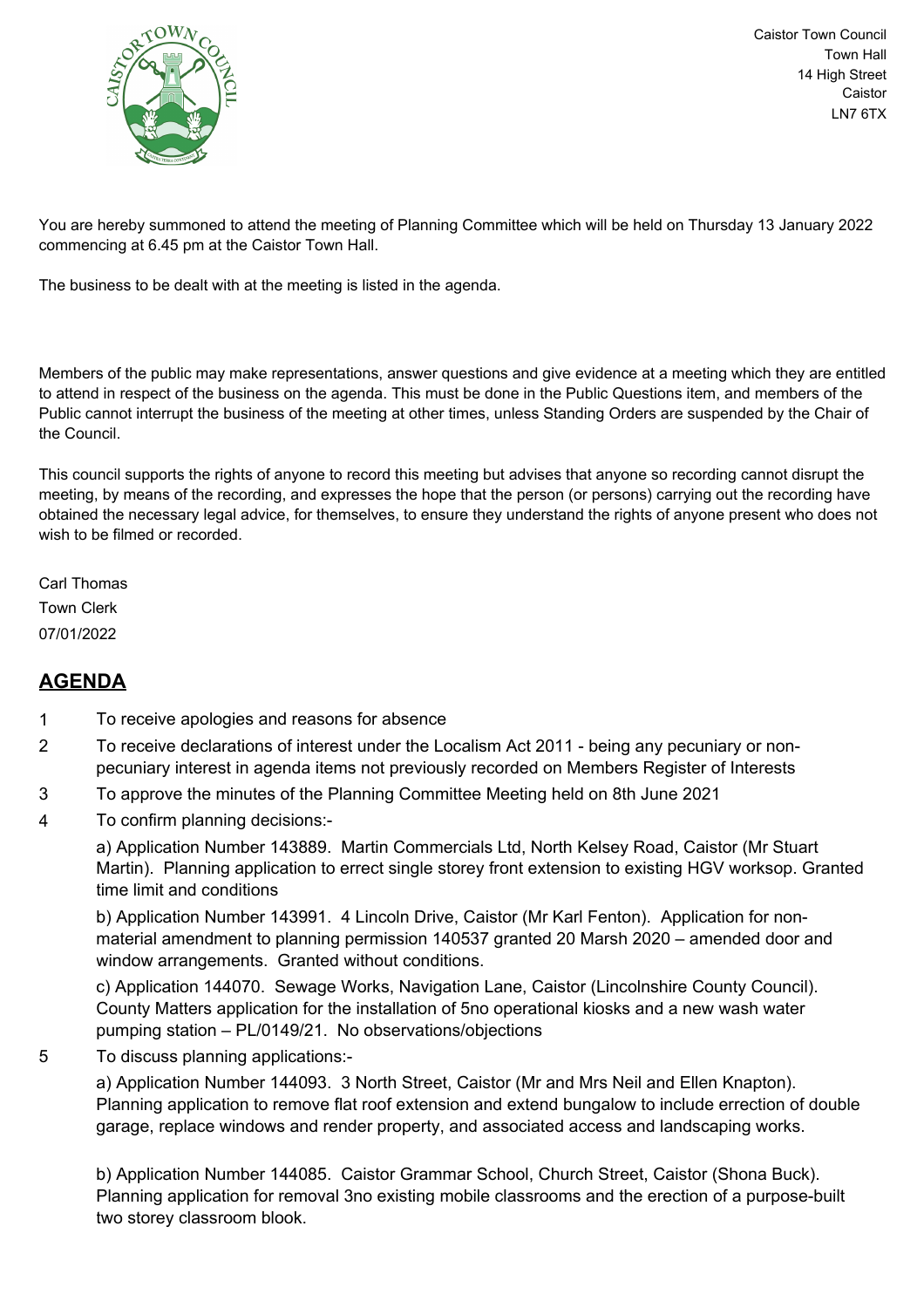Caistor Town Council
Town Hall
14 High Street
Caistor
LN7 6TX

You are hereby summoned to attend the meeting of Planning Committee which will be held on Thursday 13 January 2022 commencing at 6.45 pm at the Caistor Town Hall.

The business to be dealt with at the meeting is listed in the agenda.

Members of the public may make representations, answer questions and give evidence at a meeting which they are entitled to attend in respect of the business on the agenda. This must be done in the Public Questions item, and members of the Public cannot interrupt the business of the meeting at other times, unless Standing Orders are suspended by the Chair of the Council.

This council supports the rights of anyone to record this meeting but advises that anyone so recording cannot disrupt the meeting, by means of the recording, and expresses the hope that the person (or persons) carrying out the recording have obtained the necessary legal advice, for themselves, to ensure they understand the rights of anyone present who does not wish to be filmed or recorded.

Carl Thomas
Town Clerk
07/01/2022

## AGENDA

1. To receive apologies and reasons for absence
2. To receive declarations of interest under the Localism Act 2011 - being any pecuniary or non-pecuniary interest in agenda items not previously recorded on Members Register of Interests
3. To approve the minutes of the Planning Committee Meeting held on 8th June 2021
4. To confirm planning decisions:-

   a) Application Number 143889. Martin Commercials Ltd, North Kelsey Road, Caistor (Mr Stuart Martin). Planning application to errect single storey front extension to existing HGV worksop. Granted time limit and conditions

   b) Application Number 143991. 4 Lincoln Drive, Caistor (Mr Karl Fenton). Application for non-material amendment to planning permission 140537 granted 20 Marsh 2020 – amended door and window arrangements. Granted without conditions.

   c) Application 144070. Sewage Works, Navigation Lane, Caistor (Lincolnshire County Council). County Matters application for the installation of 5no operational kiosks and a new wash water pumping station – PL/0149/21. No observations/objections

5. To discuss planning applications:-

   a) Application Number 144093. 3 North Street, Caistor (Mr and Mrs Neil and Ellen Knapton). Planning application to remove flat roof extension and extend bungalow to include errection of double garage, replace windows and render property, and associated access and landscaping works.

   b) Application Number 144085. Caistor Grammar School, Church Street, Caistor (Shona Buck). Planning application for removal 3no existing mobile classrooms and the erection of a purpose-built two storey classroom blook.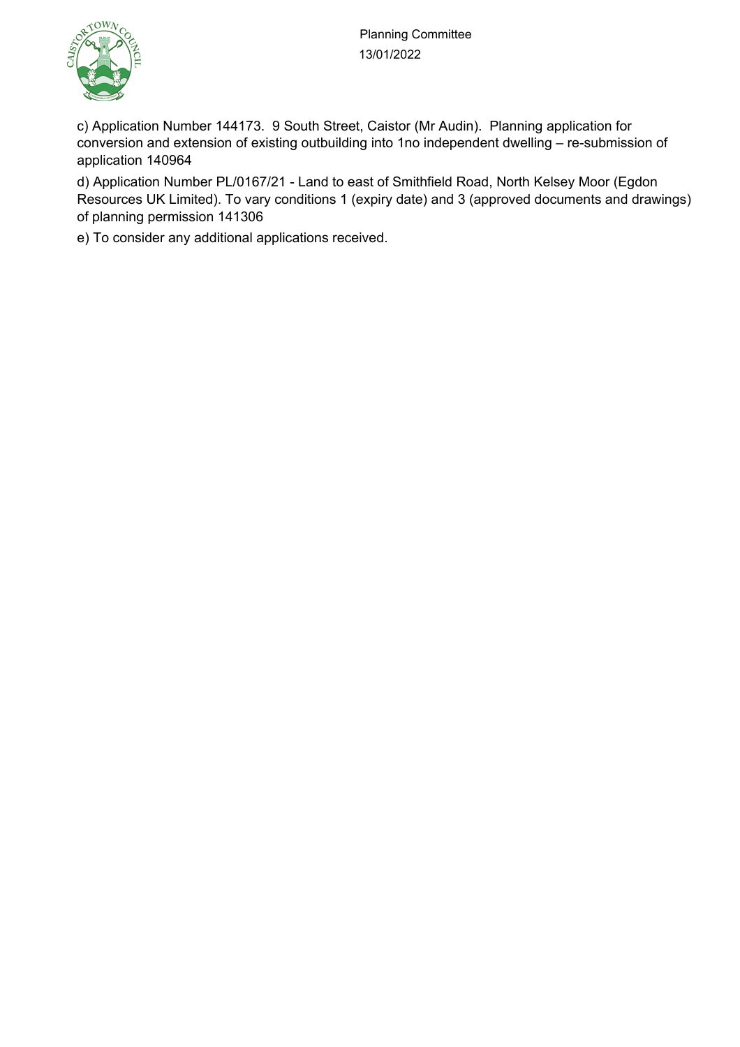c) Application Number 144173. 9 South Street, Caistor (Mr Audin). Planning application for conversion and extension of existing outbuilding into 1no independent dwelling – re-submission of application 140964

d) Application Number PL/0167/21 - Land to east of Smithfield Road, North Kelsey Moor (Egdon Resources UK Limited). To vary conditions 1 (expiry date) and 3 (approved documents and drawings) of planning permission 141306

e) To consider any additional applications received.